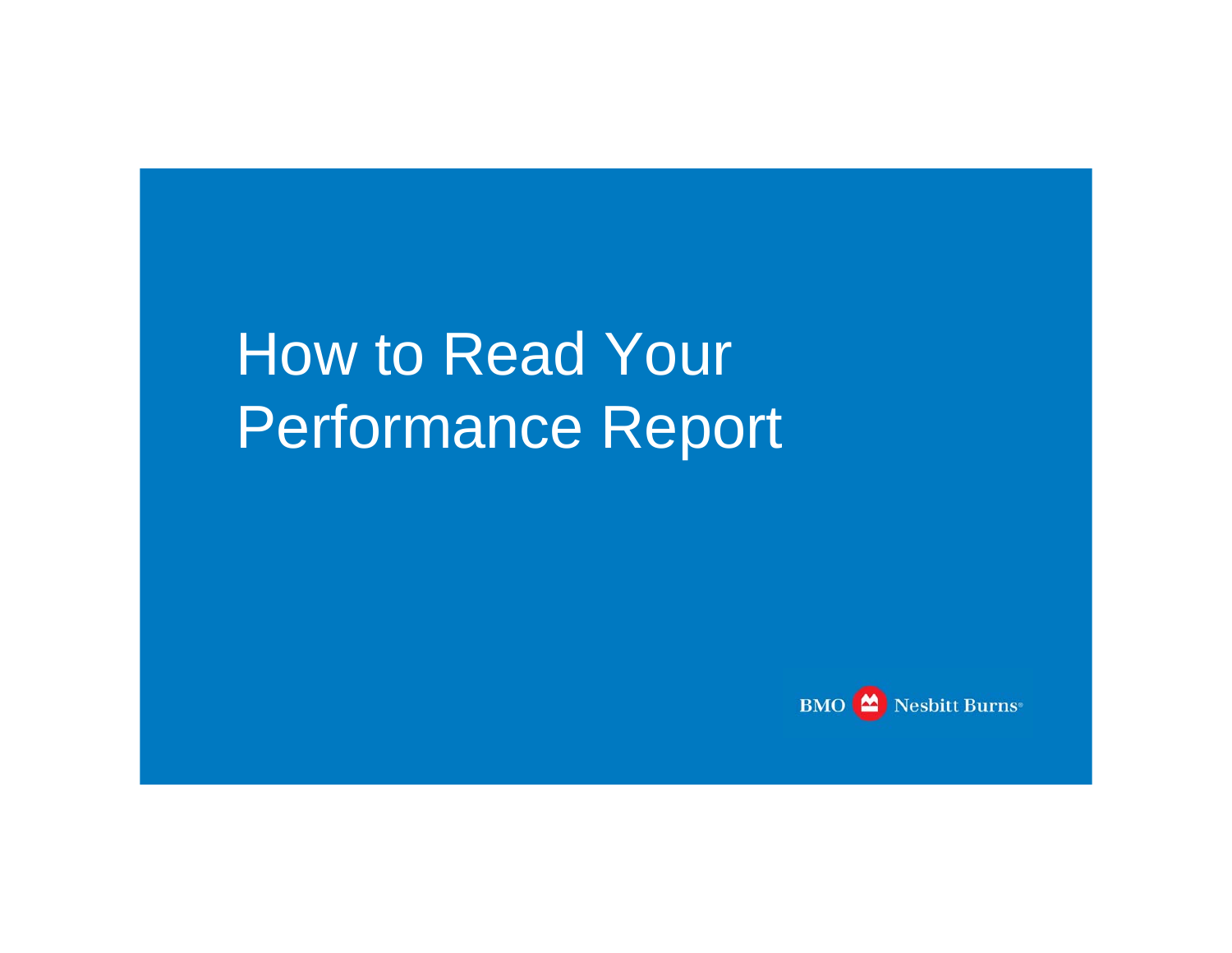# How to Read Your Performance Report

BMO Nesbitt Burns®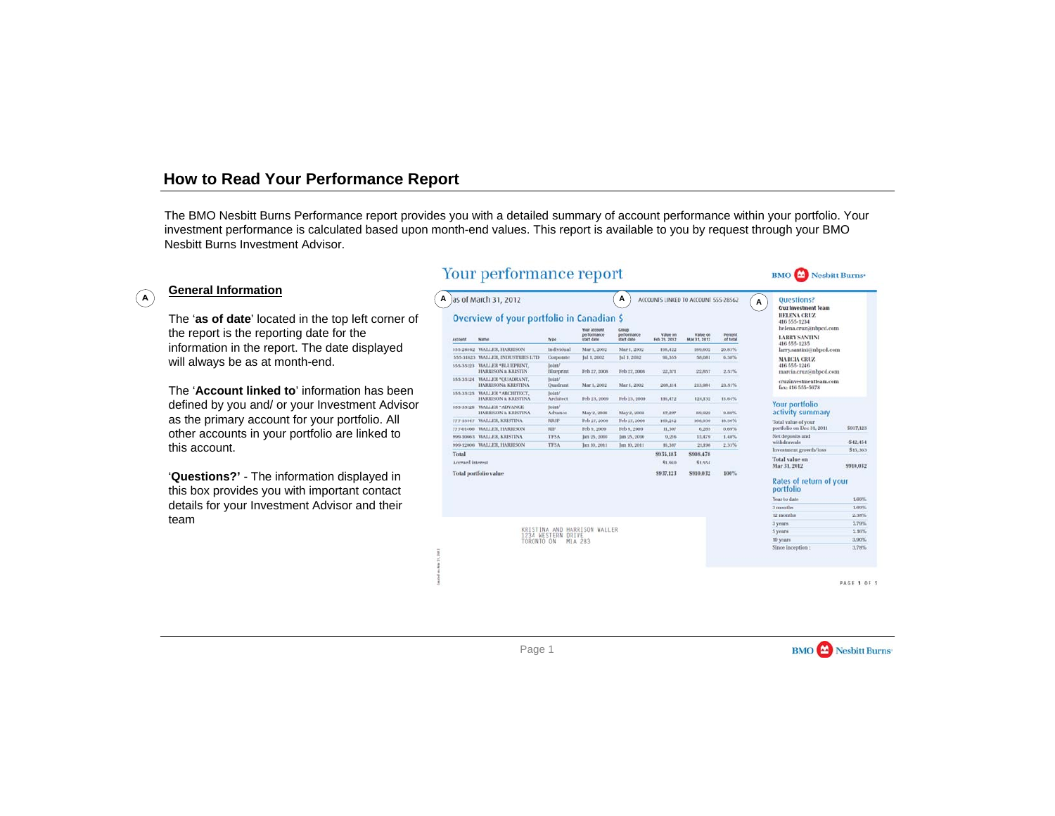# How to Read Your Performance Report

The BMO Nesbitt Burns Performance report provides you with a detailed summary of account performance within your portfolio. Your investment performance is calculated based upon month-end values. This report is available to you by request through your BMO Nesbitt Burns Investment Advisor.

## A General Information

The '**as of date**' located in the top left corner of the report is the reporting date for the information in the report. The date displayed will always be as at month-end.

The '**Account linked to**' information has been defined by you and/ or your Investment Advisor as the primary account for your portfolio. All other accounts in your portfolio are linked to this account.

'**Questions?'** - The information displayed in this box provides you with important contact details for your Investment Advisor and their team

### Your performance report

A as of March 31, 2012

A ACCOUNTS LINKED TO ACCOUNT 555-28562

**Overview of your portfolio in Canadian $**

| Account | Name | Type | Your account performance start date | Group performance start date | Value on Feb 29, 2012 | Value on Mar 31, 2012 | Percent of total |
|---|---|---|---|---|---|---|---|
| 555-28562 | WALLER, HARRISON | Individual | Mar 1, 2002 | Mar 1, 2002 | 199,422 | 189,092 | 20.83% |
| 555-31823 | WALLER, INDUSTRIES LTD | Corporate | Jul 1, 2002 | Jul 1, 2002 | 96,355 | 58,081 | 6.38% |
| 555-35123 | WALLER "BLUEPRINT, HARRISON & KRISTIN | Joint/ Blueprint | Feb 27, 2008 | Feb 27, 2008 | 22,371 | 22,857 | 2.51% |
| 555-35124 | WALLER "QUADRANT, HARRISON& KRISTINA | Joint/ Quadrant | Mar 1, 2002 | Mar 1, 2002 | 208,114 | 213,984 | 23.51% |
| 555-35125 | WALLER "ARCHITECT, HARRISON & KRISTINA | Joint/ Architect | Feb 23, 2009 | Feb 23, 2009 | 119,472 | 124,132 | 13.64% |
| 555-35126 | WALLER "ADVANCE HARRISON & KRISTINA | Joint/ Advance | May 2, 2008 | May 2, 2008 | 87,297 | 89,922 | 9.88% |
| 777-15947 | WALLER, KRISTINA | RRSP | Feb 27, 2009 | Feb 27, 2009 | 169,242 | 166,939 | 18.36% |
| 777-01490 | WALLER, HARRISON | RIF | Feb 9, 2009 | Feb 9, 2009 | 11,307 | 6,295 | 0.69% |
| 999-10663 | WALLER, KRISTINA | TFSA | Jan 25, 2010 | Jan 25, 2010 | 9,298 | 13,479 | 1.48% |
| 999-12006 | WALLER, HARRISON | TFSA | Jan 10, 2011 | Jan 10, 2011 | 16,307 | 21,196 | 2.33% |
| Total | | | | | $935,183 | $908,478 | |
| Accrued interest | | | | | $1,940 | $1,554 | |
| Total portfolio value | | | | | $937,123 | $910,032 | 100% |

KRISTINA AND HARRISON WALLER
1234 WESTERN DRIVE
TORONTO ON M1A 2B3

A **Questions?**

Cruz Investment Team

HELENA CRUZ
416 555-1234
helena.cruz@nbpcd.com

LARRY SANTINI
416 555-1235
larry.santini@nbpcd.com

MARCIA CRUZ
416 555-1246
marcia.cruz@nbpcd.com

cruzinvestmentteam.com
fax: 416 555-5678

**Your portfolio activity summary**

| | |
|---|---|
| Total value of your portfolio on Dec 31, 2011 | $937,123 |
| Net deposits and withdrawals | -$42,454 |
| Investment growth/loss | $15,363 |
| Total value on Mar 31, 2012 | $910,032 |

**Rates of return of your portfolio**

| | |
|---|---|
| Year to date | 1.60% |
| 3 months | 1.60% |
| 12 months | 2.38% |
| 3 years | 7.79% |
| 5 years | 2.16% |
| 10 years | 3.90% |
| Since inception : | 3.78% |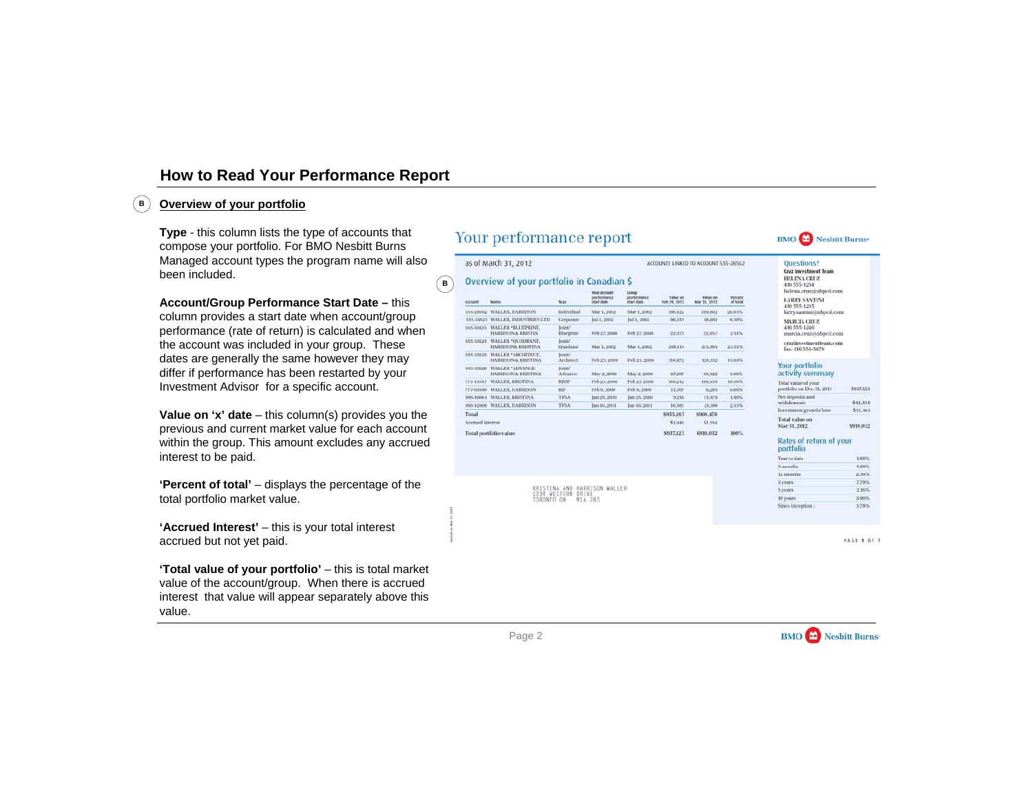# How to Read Your Performance Report

## B Overview of your portfolio

**Type** - this column lists the type of accounts that compose your portfolio. For BMO Nesbitt Burns Managed account types the program name will also been included.

**Account/Group Performance Start Date –** this column provides a start date when account/group performance (rate of return) is calculated and when the account was included in your group. These dates are generally the same however they may differ if performance has been restarted by your Investment Advisor for a specific account.

**Value on 'x' date** – this column(s) provides you the previous and current market value for each account within the group. This amount excludes any accrued interest to be paid.

**'Percent of total'** – displays the percentage of the total portfolio market value.

**'Accrued Interest'** – this is your total interest accrued but not yet paid.

**'Total value of your portfolio'** – this is total market value of the account/group. When there is accrued interest that value will appear separately above this value.

## Your performance report

BMO Nesbitt Burns

as of March 31, 2012

ACCOUNTS LINKED TO ACCOUNT 555-28562

### Overview of your portfolio in Canadian $

| Account | Name | Type | Your account performance start date | Group performance start date | Value on Feb 29, 2012 | Value on Mar 31, 2012 | Percent of total |
|---|---|---|---|---|---|---|---|
| 555-28562 | WALLER, HARRISON | Individual | Mar 1, 2002 | Mar 1, 2002 | 199,422 | 189,892 | 20.83% |
| 555-31823 | WALLER, INDUSTRIES LTD | Corporate | Jul 1, 2002 | Jul 1, 2002 | 90,555 | 58,081 | 6.38% |
| 555-35123 | WALLER *BLUEPRINT, HARRISON & KRISTIN | Joint/ Blueprint | Feb 27, 2008 | Feb 27, 2008 | 22,371 | 22,857 | 2.51% |
| 555-35124 | WALLER *QUADRANT, HARRISON & KRISTINA | Joint/ Quadrant | Mar 1, 2002 | Mar 1, 2002 | 208,111 | 213,884 | 23.51% |
| 555-35125 | WALLER *ARCHITECT, HARRISON & KRISTINA | Joint/ Architect | Feb 23, 2009 | Feb 23, 2009 | 110,472 | 124,332 | 13.64% |
| 555-35126 | WALLER *ADVANCE HARRISON & KRISTINA | Joint/ Advance | May 2, 2008 | May 2, 2008 | 87,297 | 89,022 | 9.88% |
| 777-13347 | WALLER, KRISTINA | RRSP | Feb 27, 2008 | Feb 27, 2008 | 109,242 | 166,039 | 18.36% |
| 777-01100 | WALLER, HARRISON | RIF | Feb 9, 2009 | Feb 9, 2009 | 11,307 | 6,285 | 0.69% |
| 999-10663 | WALLER, KRISTINA | TFSA | Jan 25, 2010 | Jan 25, 2010 | 9,216 | 13,479 | 1.48% |
| 999-12006 | WALLER, HARRISON | TFSA | Jan 10, 2011 | Jan 10, 2011 | 10,387 | 21,198 | 2.33% |
| Total | | | | | $935,183 | $908,478 | |
| Accrued interest | | | | | $1,940 | $1,554 | |
| Total portfolio value | | | | | $937,123 | $910,032 | 100% |

KRISTINA AND HARRISON WALLER
1234 WESTERN DRIVE
TORONTO ON M1A 2B3

### Questions?

Cruz Investment Team
HELENA CRUZ
416 555-1234
helena.cruz@nbpcd.com

LARRY SANTINI
416 555-1215
larry.santini@nbpcd.com

MARCIA CRUZ
416 555-1216
marcia.cruz@nbpcd.com

cruzinvestmentteam.com
fax: 416 555-5478

### Your portfolio activity summary

| | |
|---|---|
| Total value of your portfolio on Dec 31, 2011 | $937,123 |
| Net deposits and withdrawals | -$42,454 |
| Investment growth/loss | $15,363 |
| Total value on Mar 31, 2012 | $910,032 |

### Rates of return of your portfolio

| | |
|---|---|
| Year to date | 1.69% |
| 3 months | 1.69% |
| 12 months | 2.38% |
| 3 years | 7.79% |
| 5 years | 2.16% |
| 10 years | 3.90% |
| Since inception : | 3.78% |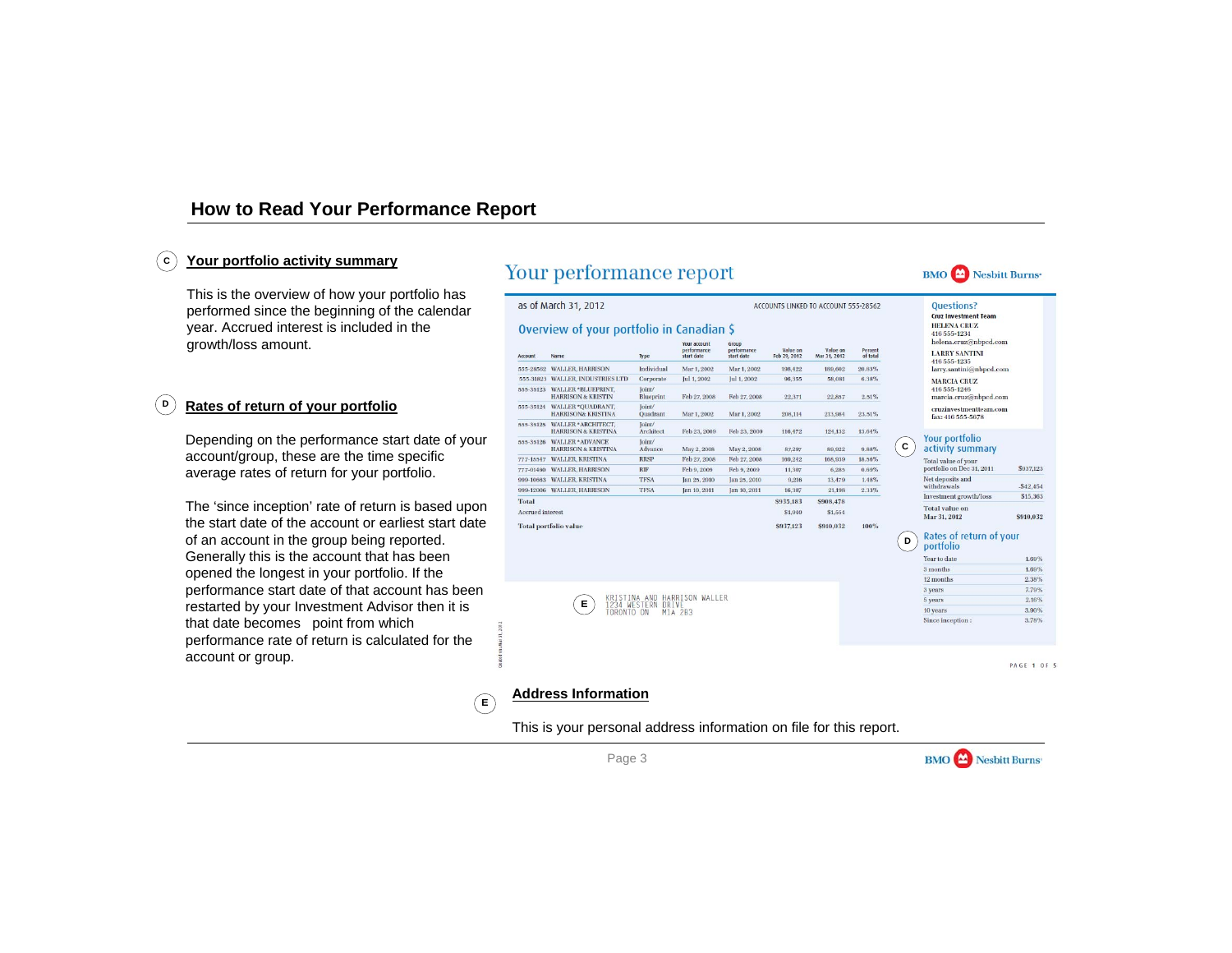## How to Read Your Performance Report

**C** **Your portfolio activity summary**

This is the overview of how your portfolio has performed since the beginning of the calendar year. Accrued interest is included in the growth/loss amount.

**D** **Rates of return of your portfolio**

Depending on the performance start date of your account/group, these are the time specific average rates of return for your portfolio.

The 'since inception' rate of return is based upon the start date of the account or earliest start date of an account in the group being reported. Generally this is the account that has been opened the longest in your portfolio. If the performance start date of that account has been restarted by your Investment Advisor then it is that date becomes point from which performance rate of return is calculated for the account or group.

# Your performance report

BMO Nesbitt Burns

as of March 31, 2012

ACCOUNTS LINKED TO ACCOUNT 555-28562

## Overview of your portfolio in Canadian $

| Account | Name | Type | Your account performance start date | Group performance start date | Value on Feb 29, 2012 | Value on Mar 31, 2012 | Percent of total |
|---|---|---|---|---|---|---|---|
| 555-28562 | WALLER, HARRISON | Individual | Mar 1, 2002 | Mar 1, 2002 | 198,422 | 189,602 | 20.83% |
| 555-31823 | WALLER, INDUSTRIES LTD | Corporate | Jul 1, 2002 | Jul 1, 2002 | 96,355 | 58,081 | 6.38% |
| 555-35123 | WALLER *BLUEPRINT, HARRISON & KRISTIN | Joint/ Blueprint | Feb 27, 2008 | Feb 27, 2008 | 22,371 | 22,887 | 2.51% |
| 555-35124 | WALLER *QUADRANT, HARRISON& KRISTINA | Joint/ Quadrant | Mar 1, 2002 | Mar 1, 2002 | 208,114 | 213,984 | 23.51% |
| 555-35125 | WALLER *ARCHITECT, HARRISON & KRISTINA | Joint/ Architect | Feb 23, 2009 | Feb 23, 2009 | 116,472 | 124,132 | 13.64% |
| 555-35126 | WALLER *ADVANCE HARRISON & KRISTINA | Joint/ Advance | May 2, 2008 | May 2, 2008 | 87,297 | 89,922 | 9.88% |
| 777-15547 | WALLER, KRISTINA | RRSP | Feb 27, 2008 | Feb 27, 2008 | 160,242 | 168,939 | 18.56% |
| 777-01460 | WALLER, HARRISON | RIF | Feb 9, 2009 | Feb 9, 2009 | 11,307 | 6,283 | 0.69% |
| 999-10663 | WALLER, KRISTINA | TFSA | Jan 25, 2010 | Jan 25, 2010 | 9,216 | 13,479 | 1.48% |
| 999-12006 | WALLER, HARRISON | TFSA | Jan 10, 2011 | Jan 10, 2011 | 16,387 | 21,198 | 2.33% |
| Total | | | | | $935,183 | $908,478 | |
| Accrued interest | | | | | $1,940 | $1,554 | |
| Total portfolio value | | | | | $937,123 | $910,032 | 100% |

### Questions?

Cruz Investment Team
HELENA CRUZ
416 555-1234
helena.cruz@nbpcd.com
LARRY SANTINI
416 555-1235
larry.santini@nbpcd.com
MARCIA CRUZ
416 555-1246
marcia.cruz@nbpcd.com
cruzinvestmentteam.com
fax: 416 555-5678

### C Your portfolio activity summary

| | |
|---|---|
| Total value of your portfolio on Dec 31, 2011 | $937,123 |
| Net deposits and withdrawals | -$42,454 |
| Investment growth/loss | $15,363 |
| Total value on Mar 31, 2012 | $910,032 |

### D Rates of return of your portfolio

| | |
|---|---|
| Year to date | 1.60% |
| 3 months | 1.60% |
| 12 months | 2.38% |
| 3 years | 7.79% |
| 5 years | 2.16% |
| 10 years | 3.90% |
| Since inception : | 3.78% |

**E**

KRISTINA AND HARRISON WALLER
1234 WESTERN DRIVE
TORONTO ON M1A 2B3

**E** **Address Information**

This is your personal address information on file for this report.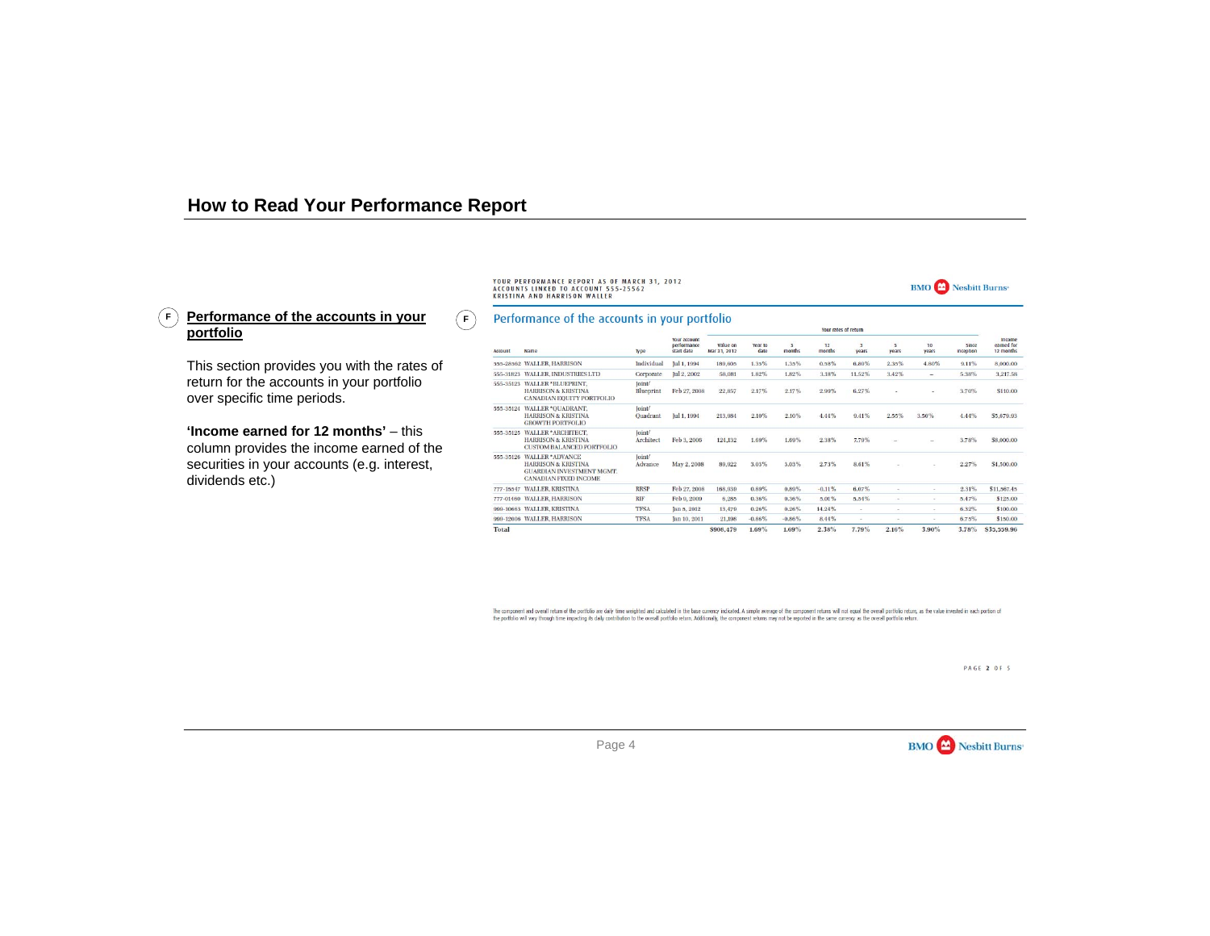## How to Read Your Performance Report

**(F) Performance of the accounts in your portfolio**

This section provides you with the rates of return for the accounts in your portfolio over specific time periods.

**'Income earned for 12 months'** – this column provides the income earned of the securities in your accounts (e.g. interest, dividends etc.)

YOUR PERFORMANCE REPORT AS OF MARCH 31, 2012
ACCOUNTS LINKED TO ACCOUNT 555-25562
KRISTINA AND HARRISON WALLER

BMO Nesbitt Burns

### (F) Performance of the accounts in your portfolio

| Account | Name | Type | Your account performance start date | Value on Mar 31, 2012 | Your rates of return: Year to date | 3 months | 12 months | 3 years | 5 years | 10 years | Since inception | Income earned for 12 months |
|---|---|---|---|---|---|---|---|---|---|---|---|---|
| 555-28362 | WALLER, HARRISON | Individual | Jul 1, 1994 | 189,605 | 1.35% | 1.35% | 0.98% | 6.80% | 2.35% | 4.80% | 9.11% | 8,000.00 |
| 555-31823 | WALLER, INDUSTRIES LTD | Corporate | Jul 2, 2002 | 58,081 | 1.82% | 1.82% | 3.18% | 11.52% | 3.42% | – | 5.38% | 3,217.58 |
| 555-35123 | WALLER *BLUEPRINT, HARRISON & KRISTINA CANADIAN EQUITY PORTFOLIO | Joint/ Blueprint | Feb 27, 2008 | 22,857 | 2.17% | 2.17% | 2.99% | 6.27% | - | - | 3.70% | $110.00 |
| 555-35124 | WALLER *QUADRANT, HARRISON & KRISTINA GROWTH PORTFOLIO | Joint/ Quadrant | Jul 1, 1994 | 213,084 | 2.10% | 2.10% | 4.44% | 9.41% | 2.55% | 3.50% | 4.44% | $5,679.93 |
| 555-35125 | WALLER *ARCHITECT, HARRISON & KRISTINA CUSTOM BALANCED PORTFOLIO | Joint/ Architect | Feb 3, 2006 | 124,132 | 1.09% | 1.09% | 2.38% | 7.79% | – | – | 3.78% | $8,000.00 |
| 555-35126 | WALLER *ADVANCE, HARRISON & KRISTINA GUARDIAN INVESTMENT MGMT. CANADIAN FIXED INCOME | Joint/ Advance | May 2, 2008 | 80,022 | 3.03% | 3.03% | 2.73% | 8.61% | - | - | 2.27% | $4,500.00 |
| 777-18847 | WALLER, KRISTINA | RRSP | Feb 27, 2008 | 168,030 | 0.89% | 0.89% | -0.11% | 6.07% | - | - | 2.31% | $11,967.45 |
| 777-01460 | WALLER, HARRISON | RIF | Feb 9, 2009 | 6,285 | 0.36% | 0.36% | 5.01% | 5.54% | - | - | 5.47% | $125.00 |
| 999-10663 | WALLER, KRISTINA | TFSA | Jan 8, 2012 | 13,470 | 0.26% | 0.26% | 14.24% | - | - | - | 6.32% | $100.00 |
| 999-12606 | WALLER, HARRISON | TFSA | Jan 10, 2011 | 21,198 | -0.86% | -0.86% | 8.44% | - | - | - | 6.75% | $150.00 |
| **Total** | | | | **$908,479** | **1.09%** | **1.09%** | **2.38%** | **7.79%** | **2.16%** | **3.90%** | **3.78%** | **$35,559.96** |

The component and overall return of the portfolio are daily time weighted and calculated in the base currency indicated. A simple average of the component returns will not equal the overall portfolio return, as the value invested in each portion of the portfolio will vary through time impacting its daily contribution to the overall portfolio return. Additionally, the component returns may not be reported in the same currency as the overall portfolio return.

PAGE 2 OF 5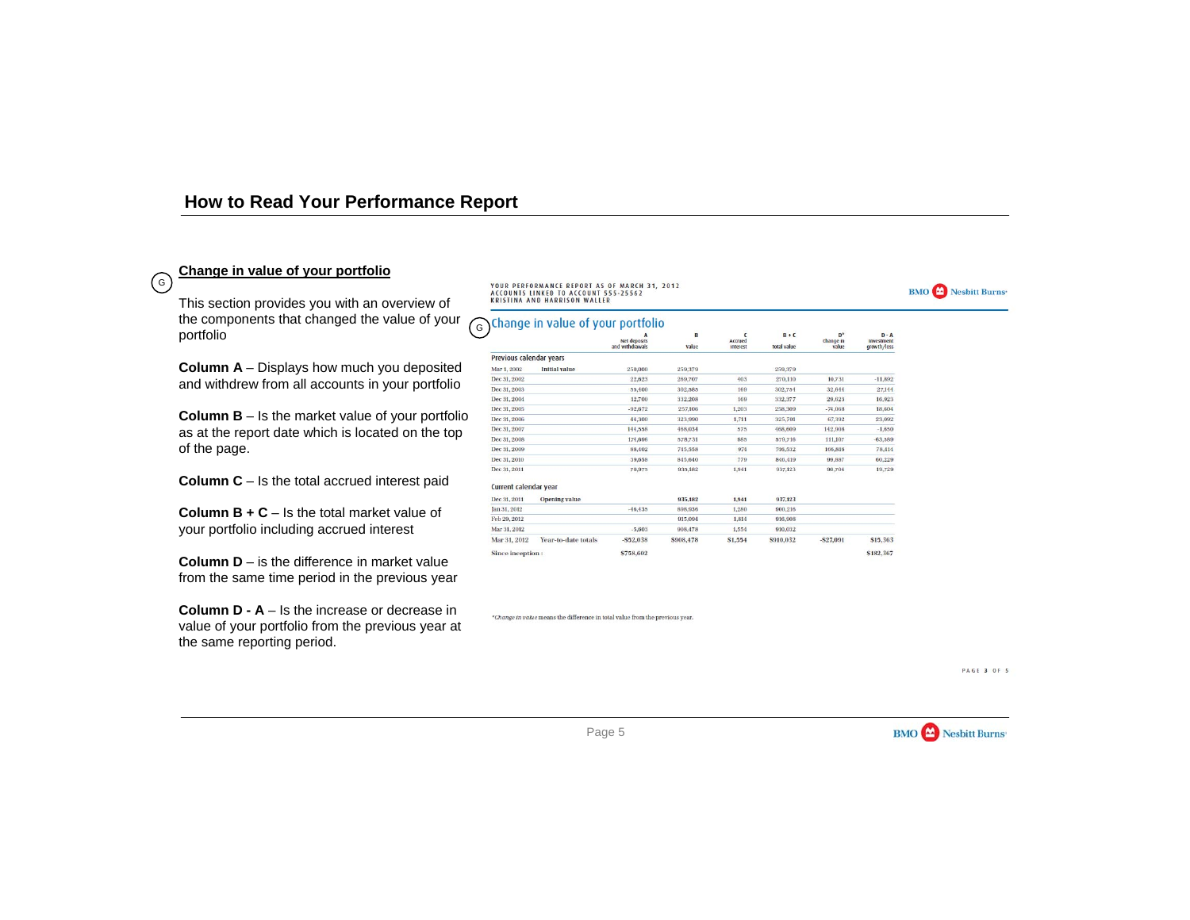## How to Read Your Performance Report

### (G) Change in value of your portfolio

This section provides you with an overview of the components that changed the value of your portfolio

**Column A** – Displays how much you deposited and withdrew from all accounts in your portfolio

**Column B** – Is the market value of your portfolio as at the report date which is located on the top of the page.

**Column C** – Is the total accrued interest paid

**Column B + C** – Is the total market value of your portfolio including accrued interest

**Column D** – is the difference in market value from the same time period in the previous year

**Column D - A** – Is the increase or decrease in value of your portfolio from the previous year at the same reporting period.

YOUR PERFORMANCE REPORT AS OF MARCH 31, 2012
ACCOUNTS LINKED TO ACCOUNT 555-25562
KRISTINA AND HARRISON WALLER

BMO Nesbitt Burns

(G) Change in value of your portfolio

| | | A<br>Net deposits and withdrawals | B<br>Value | C<br>Accrued interest | B + C<br>Total value | D*<br>Change in value | D - A<br>Investment growth/loss |
|---|---|---|---|---|---|---|---|
| **Previous calendar years** | | | | | | | |
| Mar 1, 2002 | Initial value | 250,000 | 259,379 | | 259,379 | | |
| Dec 31, 2002 | | 22,623 | 269,707 | 403 | 270,110 | 10,731 | -11,892 |
| Dec 31, 2003 | | 55,400 | 302,585 | 169 | 302,754 | 32,644 | 27,144 |
| Dec 31, 2004 | | 12,700 | 332,208 | 169 | 332,377 | 29,623 | 16,923 |
| Dec 31, 2005 | | -92,672 | 257,106 | 1,203 | 258,309 | -74,068 | 18,604 |
| Dec 31, 2006 | | 44,300 | 323,990 | 1,711 | 325,701 | 67,392 | 23,092 |
| Dec 31, 2007 | | 144,558 | 468,034 | 575 | 468,609 | 142,908 | -1,650 |
| Dec 31, 2008 | | 174,606 | 578,731 | 985 | 579,716 | 111,107 | -63,589 |
| Dec 31, 2009 | | 88,402 | 745,558 | 974 | 746,532 | 166,816 | 78,414 |
| Dec 31, 2010 | | 39,658 | 845,640 | 779 | 846,419 | 99,887 | 60,229 |
| Dec 31, 2011 | | 70,975 | 939,182 | 1,941 | 937,123 | 90,704 | 19,729 |
| **Current calendar year** | | | | | | | |
| Dec 31, 2011 | Opening value | | 935,182 | 1,941 | 937,123 | | |
| Jan 31, 2012 | | -46,435 | 898,936 | 1,280 | 900,216 | | |
| Feb 29, 2012 | | | 915,094 | 1,814 | 916,908 | | |
| Mar 31, 2012 | | -5,603 | 908,478 | 1,554 | 910,032 | | |
| Mar 31, 2012 | Year-to-date totals | -$52,038 | $908,478 | $1,554 | $910,032 | -$27,091 | $15,363 |
| Since inception : | | $758,602 | | | | | $182,367 |

**Change in value* means the difference in total value from the previous year.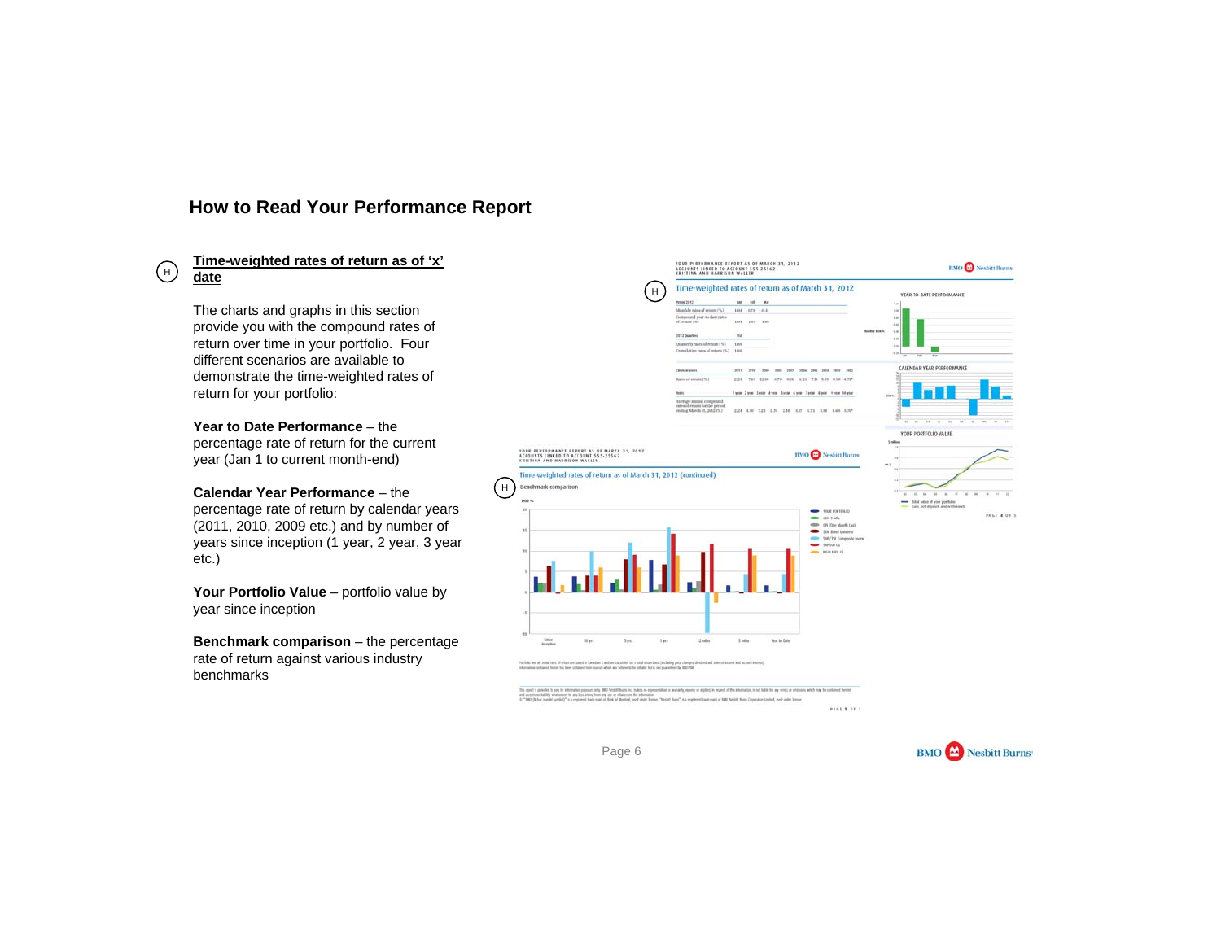# How to Read Your Performance Report

## Time-weighted rates of return as of 'x' date

The charts and graphs in this section provide you with the compound rates of return over time in your portfolio. Four different scenarios are available to demonstrate the time-weighted rates of return for your portfolio:

**Year to Date Performance** – the percentage rate of return for the current year (Jan 1 to current month-end)

**Calendar Year Performance** – the percentage rate of return by calendar years (2011, 2010, 2009 etc.) and by number of years since inception (1 year, 2 year, 3 year etc.)

**Your Portfolio Value** – portfolio value by year since inception

**Benchmark comparison** – the percentage rate of return against various industry benchmarks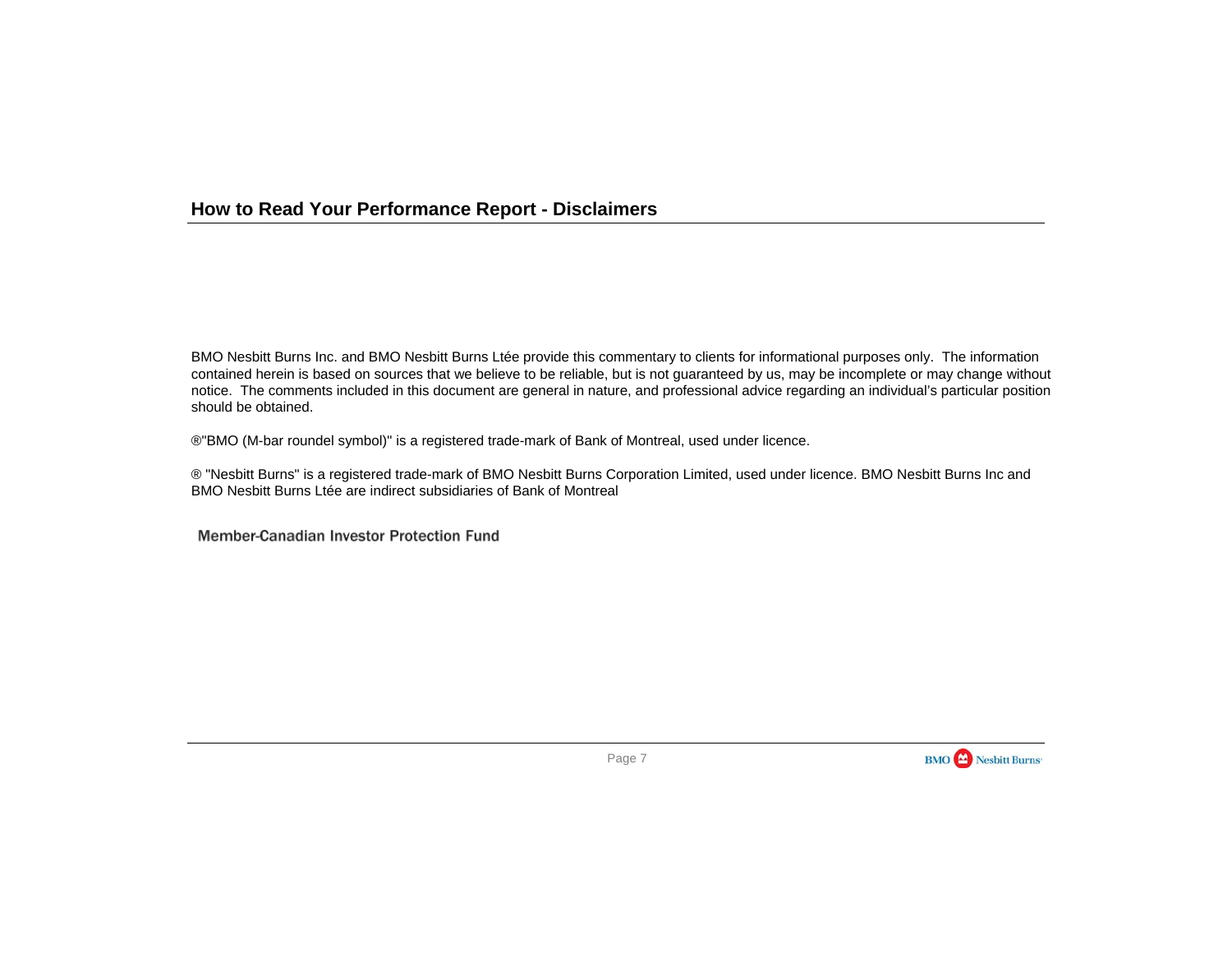## How to Read Your Performance Report - Disclaimers

BMO Nesbitt Burns Inc. and BMO Nesbitt Burns Ltée provide this commentary to clients for informational purposes only. The information contained herein is based on sources that we believe to be reliable, but is not guaranteed by us, may be incomplete or may change without notice. The comments included in this document are general in nature, and professional advice regarding an individual's particular position should be obtained.

®"BMO (M-bar roundel symbol)" is a registered trade-mark of Bank of Montreal, used under licence.

® "Nesbitt Burns" is a registered trade-mark of BMO Nesbitt Burns Corporation Limited, used under licence. BMO Nesbitt Burns Inc and BMO Nesbitt Burns Ltée are indirect subsidiaries of Bank of Montreal

Member-Canadian Investor Protection Fund